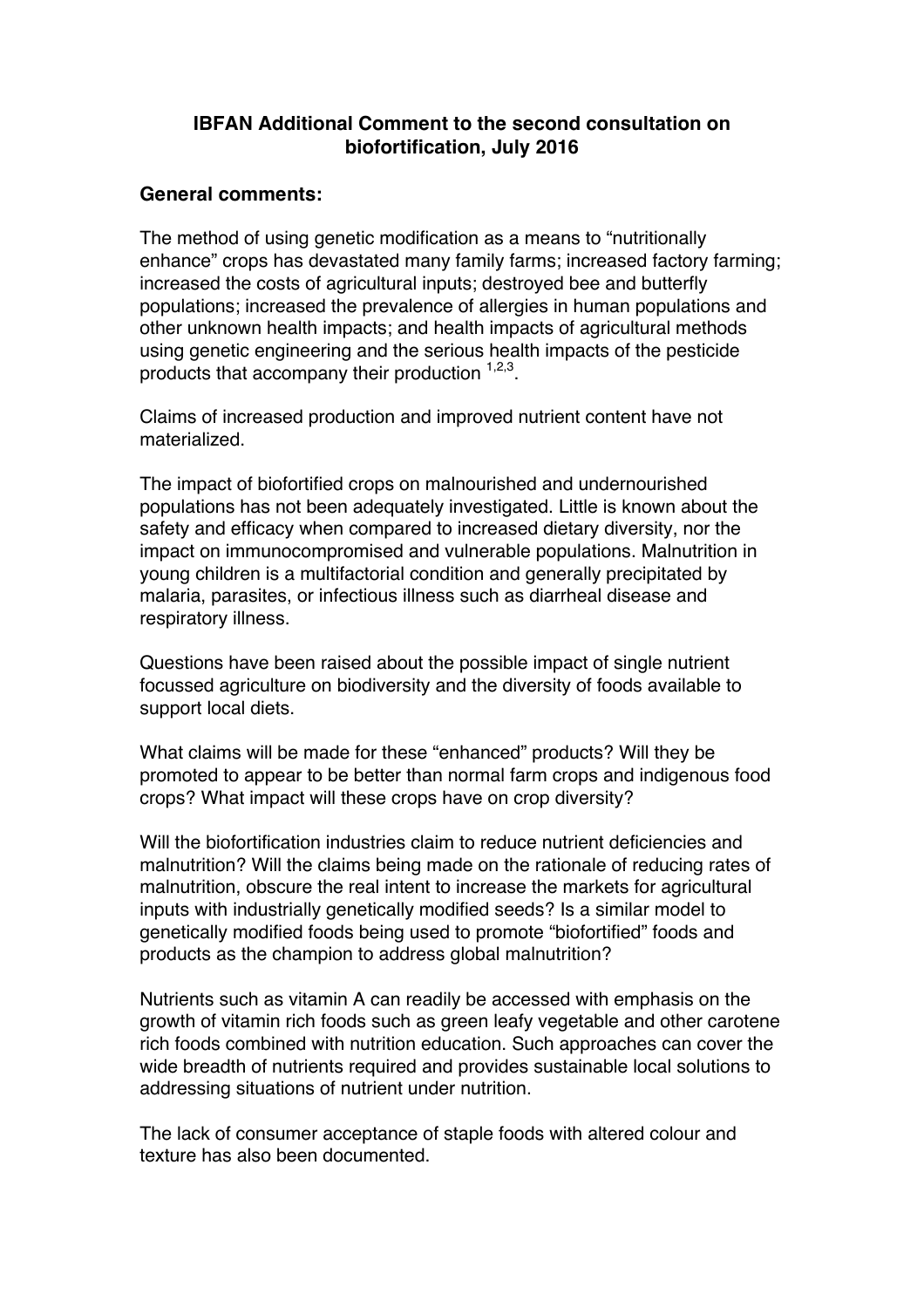# IBFAN Additional Comment to the second consultation on biofortification, July 2016

## General comments:

The method of using genetic modification as a means to "nutritionally enhance" crops has devastated many family farms; increased factory farming; increased the costs of agricultural inputs; destroyed bee and butterfly populations; increased the prevalence of allergies in human populations and other unknown health impacts; and health impacts of agricultural methods using genetic engineering and the serious health impacts of the pesticide products that accompany their production [1,2,3].

Claims of increased production and improved nutrient content have not materialized.

The impact of biofortified crops on malnourished and undernourished populations has not been adequately investigated. Little is known about the safety and efficacy when compared to increased dietary diversity, nor the impact on immunocompromised and vulnerable populations. Malnutrition in young children is a multifactorial condition and generally precipitated by malaria, parasites, or infectious illness such as diarrheal disease and respiratory illness.

Questions have been raised about the possible impact of single nutrient focussed agriculture on biodiversity and the diversity of foods available to support local diets.

What claims will be made for these "enhanced" products? Will they be promoted to appear to be better than normal farm crops and indigenous food crops? What impact will these crops have on crop diversity?

Will the biofortification industries claim to reduce nutrient deficiencies and malnutrition? Will the claims being made on the rationale of reducing rates of malnutrition, obscure the real intent to increase the markets for agricultural inputs with industrially genetically modified seeds? Is a similar model to genetically modified foods being used to promote "biofortified" foods and products as the champion to address global malnutrition?

Nutrients such as vitamin A can readily be accessed with emphasis on the growth of vitamin rich foods such as green leafy vegetable and other carotene rich foods combined with nutrition education. Such approaches can cover the wide breadth of nutrients required and provides sustainable local solutions to addressing situations of nutrient under nutrition.

The lack of consumer acceptance of staple foods with altered colour and texture has also been documented.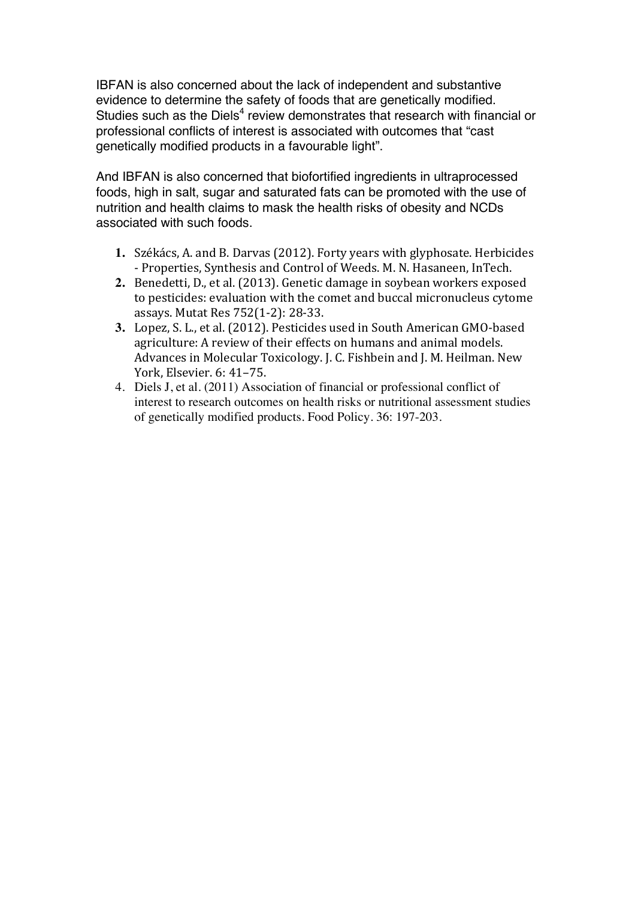IBFAN is also concerned about the lack of independent and substantive evidence to determine the safety of foods that are genetically modified. Studies such as the Diels[4] review demonstrates that research with financial or professional conflicts of interest is associated with outcomes that "cast genetically modified products in a favourable light".

And IBFAN is also concerned that biofortified ingredients in ultraprocessed foods, high in salt, sugar and saturated fats can be promoted with the use of nutrition and health claims to mask the health risks of obesity and NCDs associated with such foods.

1. Székács, A. and B. Darvas (2012). Forty years with glyphosate. Herbicides - Properties, Synthesis and Control of Weeds. M. N. Hasaneen, InTech.
2. Benedetti, D., et al. (2013). Genetic damage in soybean workers exposed to pesticides: evaluation with the comet and buccal micronucleus cytome assays. Mutat Res 752(1-2): 28-33.
3. Lopez, S. L., et al. (2012). Pesticides used in South American GMO-based agriculture: A review of their effects on humans and animal models. Advances in Molecular Toxicology. J. C. Fishbein and J. M. Heilman. New York, Elsevier. 6: 41–75.
4. Diels J, et al. (2011) Association of financial or professional conflict of interest to research outcomes on health risks or nutritional assessment studies of genetically modified products. Food Policy. 36: 197-203.